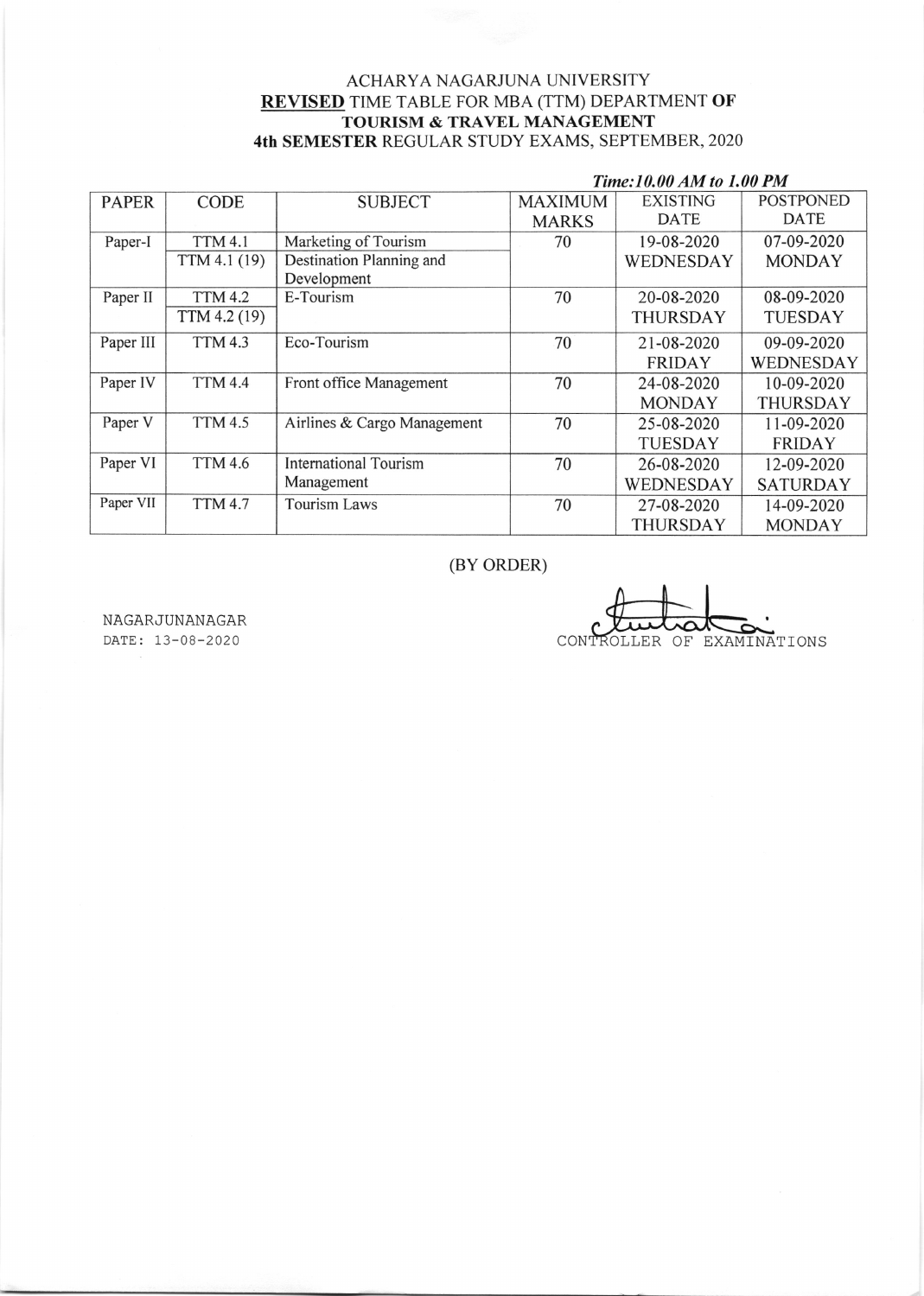# ACHARYA NAGARJUNA UNIVERSITY

## **REVISED** TIME TABLE FOR MBA (TTM) DEPARTMENT **OF TOURISM & TRAVEL MANAGEMENT**

### **4th SEMESTER** REGULAR STUDY EXAMS, SEPTEMBER, 2020

***Time: 10.00 AM to 1.00 PM***

| PAPER | CODE | SUBJECT | MAXIMUM MARKS | EXISTING DATE | POSTPONED DATE |
|---|---|---|---|---|---|
| Paper-I | TTM 4.1 | Marketing of Tourism | 70 | 19-08-2020 WEDNESDAY | 07-09-2020 MONDAY |
| | TTM 4.1 (19) | Destination Planning and Development | | | |
| Paper II | TTM 4.2 | E-Tourism | 70 | 20-08-2020 THURSDAY | 08-09-2020 TUESDAY |
| | TTM 4.2 (19) | | | | |
| Paper III | TTM 4.3 | Eco-Tourism | 70 | 21-08-2020 FRIDAY | 09-09-2020 WEDNESDAY |
| Paper IV | TTM 4.4 | Front office Management | 70 | 24-08-2020 MONDAY | 10-09-2020 THURSDAY |
| Paper V | TTM 4.5 | Airlines & Cargo Management | 70 | 25-08-2020 TUESDAY | 11-09-2020 FRIDAY |
| Paper VI | TTM 4.6 | International Tourism Management | 70 | 26-08-2020 WEDNESDAY | 12-09-2020 SATURDAY |
| Paper VII | TTM 4.7 | Tourism Laws | 70 | 27-08-2020 THURSDAY | 14-09-2020 MONDAY |

(BY ORDER)

NAGARJUNANAGAR
DATE: 13-08-2020

CONTROLLER OF EXAMINATIONS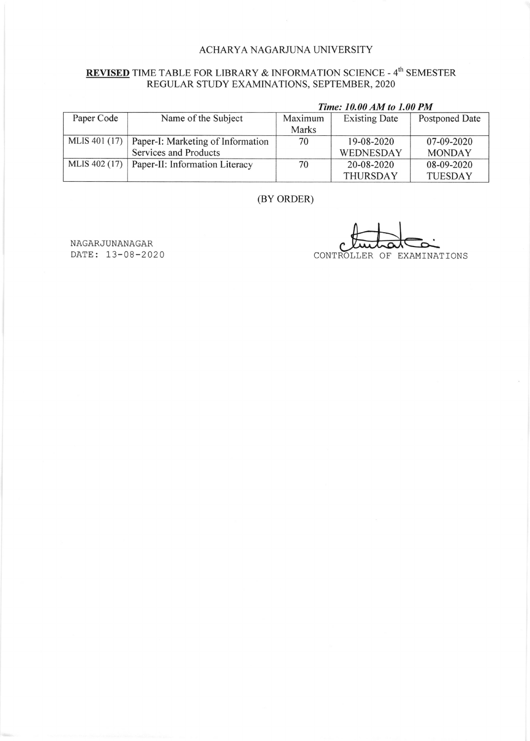ACHARYA NAGARJUNA UNIVERSITY

**REVISED** TIME TABLE FOR LIBRARY & INFORMATION SCIENCE - 4th SEMESTER REGULAR STUDY EXAMINATIONS, SEPTEMBER, 2020

***Time: 10.00 AM to 1.00 PM***

| Paper Code | Name of the Subject | Maximum Marks | Existing Date | Postponed Date |
|---|---|---|---|---|
| MLIS 401 (17) | Paper-I: Marketing of Information Services and Products | 70 | 19-08-2020 WEDNESDAY | 07-09-2020 MONDAY |
| MLIS 402 (17) | Paper-II: Information Literacy | 70 | 20-08-2020 THURSDAY | 08-09-2020 TUESDAY |

(BY ORDER)

NAGARJUNANAGAR
DATE: 13-08-2020

CONTROLLER OF EXAMINATIONS